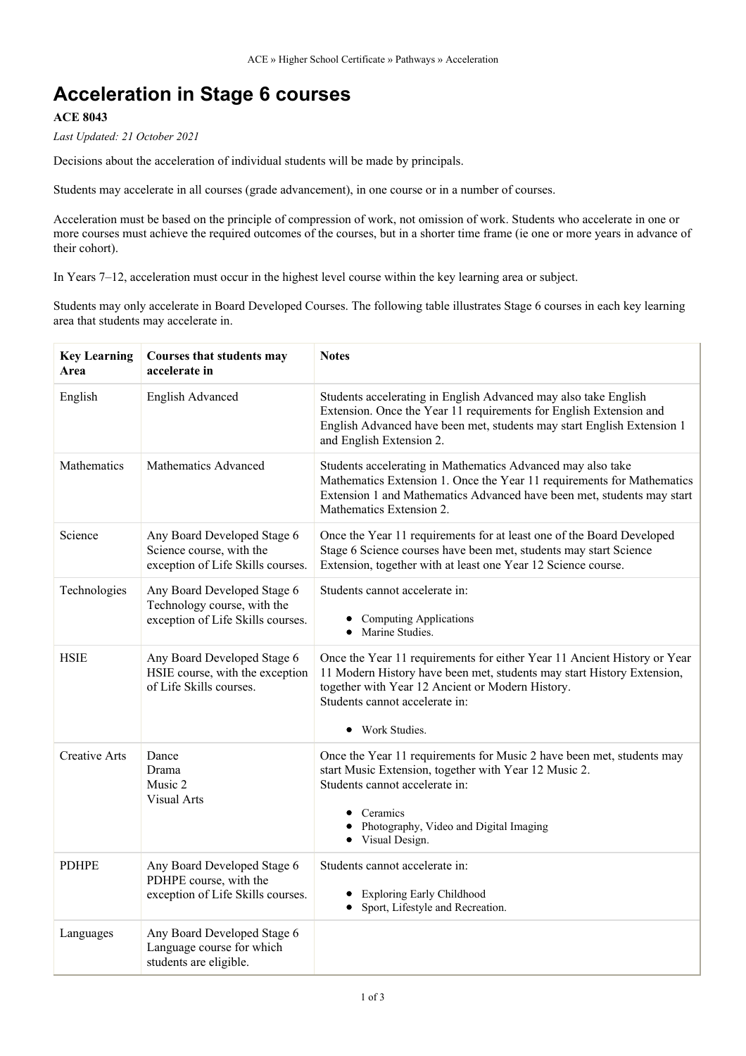ACE » Higher School Certificate » Pathways » Acceleration

# Acceleration in Stage 6 courses

**ACE 8043**

*Last Updated: 21 October 2021*

Decisions about the acceleration of individual students will be made by principals.

Students may accelerate in all courses (grade advancement), in one course or in a number of courses.

Acceleration must be based on the principle of compression of work, not omission of work. Students who accelerate in one or more courses must achieve the required outcomes of the courses, but in a shorter time frame (ie one or more years in advance of their cohort).

In Years 7–12, acceleration must occur in the highest level course within the key learning area or subject.

Students may only accelerate in Board Developed Courses. The following table illustrates Stage 6 courses in each key learning area that students may accelerate in.

| Key Learning Area | Courses that students may accelerate in | Notes |
|---|---|---|
| English | English Advanced | Students accelerating in English Advanced may also take English Extension. Once the Year 11 requirements for English Extension and English Advanced have been met, students may start English Extension 1 and English Extension 2. |
| Mathematics | Mathematics Advanced | Students accelerating in Mathematics Advanced may also take Mathematics Extension 1. Once the Year 11 requirements for Mathematics Extension 1 and Mathematics Advanced have been met, students may start Mathematics Extension 2. |
| Science | Any Board Developed Stage 6 Science course, with the exception of Life Skills courses. | Once the Year 11 requirements for at least one of the Board Developed Stage 6 Science courses have been met, students may start Science Extension, together with at least one Year 12 Science course. |
| Technologies | Any Board Developed Stage 6 Technology course, with the exception of Life Skills courses. | Students cannot accelerate in:<br>• Computing Applications<br>• Marine Studies. |
| HSIE | Any Board Developed Stage 6 HSIE course, with the exception of Life Skills courses. | Once the Year 11 requirements for either Year 11 Ancient History or Year 11 Modern History have been met, students may start History Extension, together with Year 12 Ancient or Modern History.<br>Students cannot accelerate in:<br>• Work Studies. |
| Creative Arts | Dance<br>Drama<br>Music 2<br>Visual Arts | Once the Year 11 requirements for Music 2 have been met, students may start Music Extension, together with Year 12 Music 2.<br>Students cannot accelerate in:<br>• Ceramics<br>• Photography, Video and Digital Imaging<br>• Visual Design. |
| PDHPE | Any Board Developed Stage 6 PDHPE course, with the exception of Life Skills courses. | Students cannot accelerate in:<br>• Exploring Early Childhood<br>• Sport, Lifestyle and Recreation. |
| Languages | Any Board Developed Stage 6 Language course for which students are eligible. | |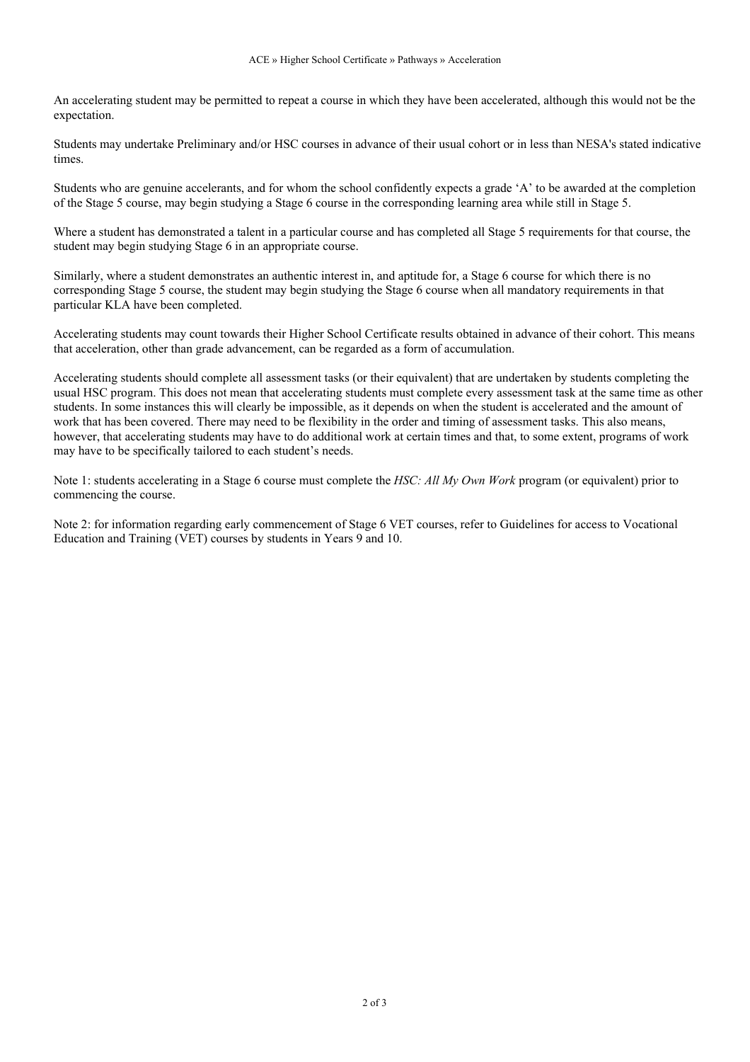An accelerating student may be permitted to repeat a course in which they have been accelerated, although this would not be the expectation.

Students may undertake Preliminary and/or HSC courses in advance of their usual cohort or in less than NESA's stated indicative times.

Students who are genuine accelerants, and for whom the school confidently expects a grade ‘A’ to be awarded at the completion of the Stage 5 course, may begin studying a Stage 6 course in the corresponding learning area while still in Stage 5.

Where a student has demonstrated a talent in a particular course and has completed all Stage 5 requirements for that course, the student may begin studying Stage 6 in an appropriate course.

Similarly, where a student demonstrates an authentic interest in, and aptitude for, a Stage 6 course for which there is no corresponding Stage 5 course, the student may begin studying the Stage 6 course when all mandatory requirements in that particular KLA have been completed.

Accelerating students may count towards their Higher School Certificate results obtained in advance of their cohort. This means that acceleration, other than grade advancement, can be regarded as a form of accumulation.

Accelerating students should complete all assessment tasks (or their equivalent) that are undertaken by students completing the usual HSC program. This does not mean that accelerating students must complete every assessment task at the same time as other students. In some instances this will clearly be impossible, as it depends on when the student is accelerated and the amount of work that has been covered. There may need to be flexibility in the order and timing of assessment tasks. This also means, however, that accelerating students may have to do additional work at certain times and that, to some extent, programs of work may have to be specifically tailored to each student’s needs.

Note 1: students accelerating in a Stage 6 course must complete the *HSC: All My Own Work* program (or equivalent) prior to commencing the course.

Note 2: for information regarding early commencement of Stage 6 VET courses, refer to Guidelines for access to Vocational Education and Training (VET) courses by students in Years 9 and 10.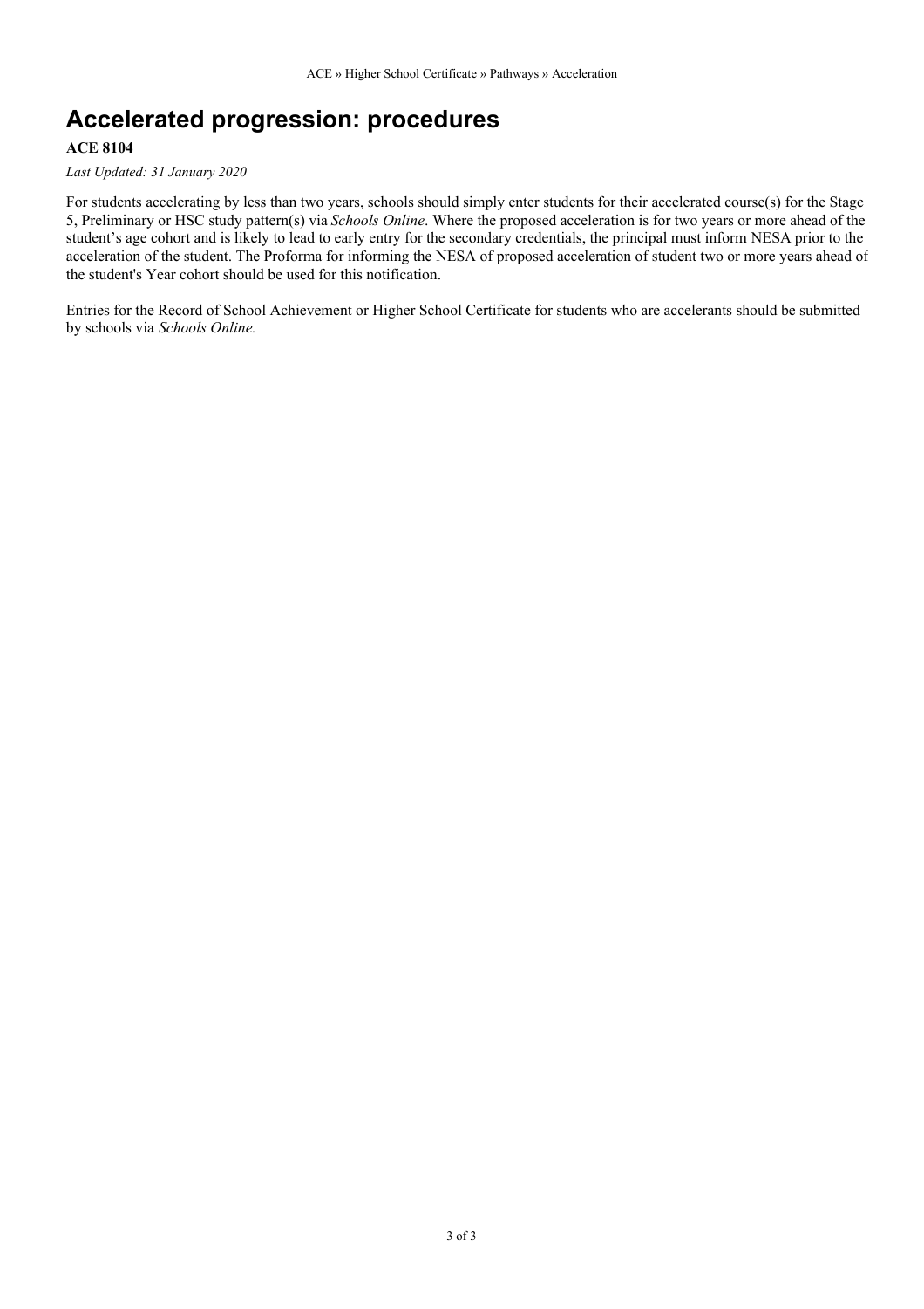# Accelerated progression: procedures

**ACE 8104**

*Last Updated: 31 January 2020*

For students accelerating by less than two years, schools should simply enter students for their accelerated course(s) for the Stage 5, Preliminary or HSC study pattern(s) via *Schools Online*. Where the proposed acceleration is for two years or more ahead of the student's age cohort and is likely to lead to early entry for the secondary credentials, the principal must inform NESA prior to the acceleration of the student. The Proforma for informing the NESA of proposed acceleration of student two or more years ahead of the student's Year cohort should be used for this notification.

Entries for the Record of School Achievement or Higher School Certificate for students who are accelerants should be submitted by schools via *Schools Online.*